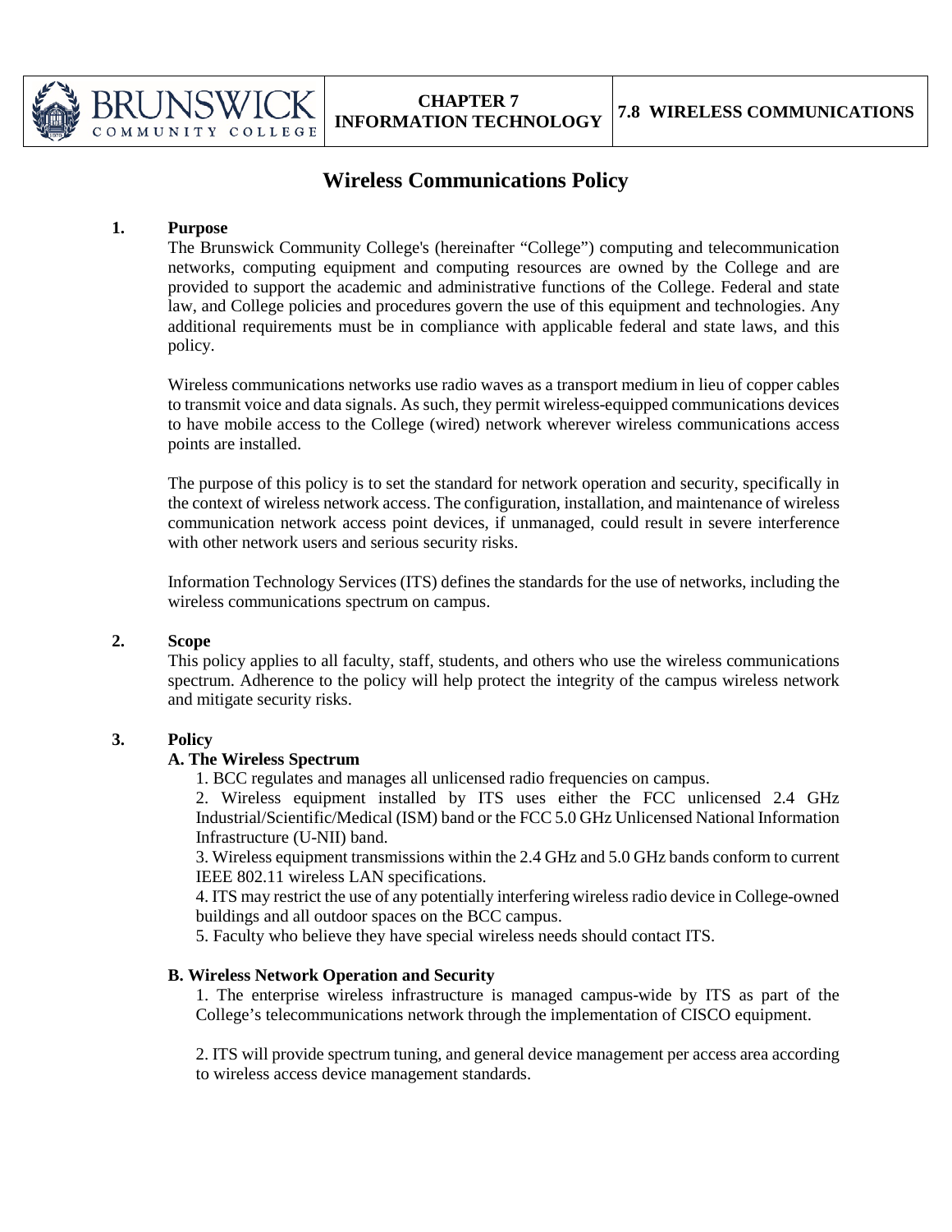# Wireless Communications Policy

## 1. Purpose

The Brunswick Community College's (hereinafter "College") computing and telecommunication networks, computing equipment and computing resources are owned by the College and are provided to support the academic and administrative functions of the College. Federal and state law, and College policies and procedures govern the use of this equipment and technologies. Any additional requirements must be in compliance with applicable federal and state laws, and this policy.

Wireless communications networks use radio waves as a transport medium in lieu of copper cables to transmit voice and data signals. As such, they permit wireless-equipped communications devices to have mobile access to the College (wired) network wherever wireless communications access points are installed.

The purpose of this policy is to set the standard for network operation and security, specifically in the context of wireless network access. The configuration, installation, and maintenance of wireless communication network access point devices, if unmanaged, could result in severe interference with other network users and serious security risks.

Information Technology Services (ITS) defines the standards for the use of networks, including the wireless communications spectrum on campus.

## 2. Scope

This policy applies to all faculty, staff, students, and others who use the wireless communications spectrum. Adherence to the policy will help protect the integrity of the campus wireless network and mitigate security risks.

## 3. Policy

### A. The Wireless Spectrum

1. BCC regulates and manages all unlicensed radio frequencies on campus.
2. Wireless equipment installed by ITS uses either the FCC unlicensed 2.4 GHz Industrial/Scientific/Medical (ISM) band or the FCC 5.0 GHz Unlicensed National Information Infrastructure (U-NII) band.
3. Wireless equipment transmissions within the 2.4 GHz and 5.0 GHz bands conform to current IEEE 802.11 wireless LAN specifications.
4. ITS may restrict the use of any potentially interfering wireless radio device in College-owned buildings and all outdoor spaces on the BCC campus.
5. Faculty who believe they have special wireless needs should contact ITS.

### B. Wireless Network Operation and Security

1. The enterprise wireless infrastructure is managed campus-wide by ITS as part of the College's telecommunications network through the implementation of CISCO equipment.

2. ITS will provide spectrum tuning, and general device management per access area according to wireless access device management standards.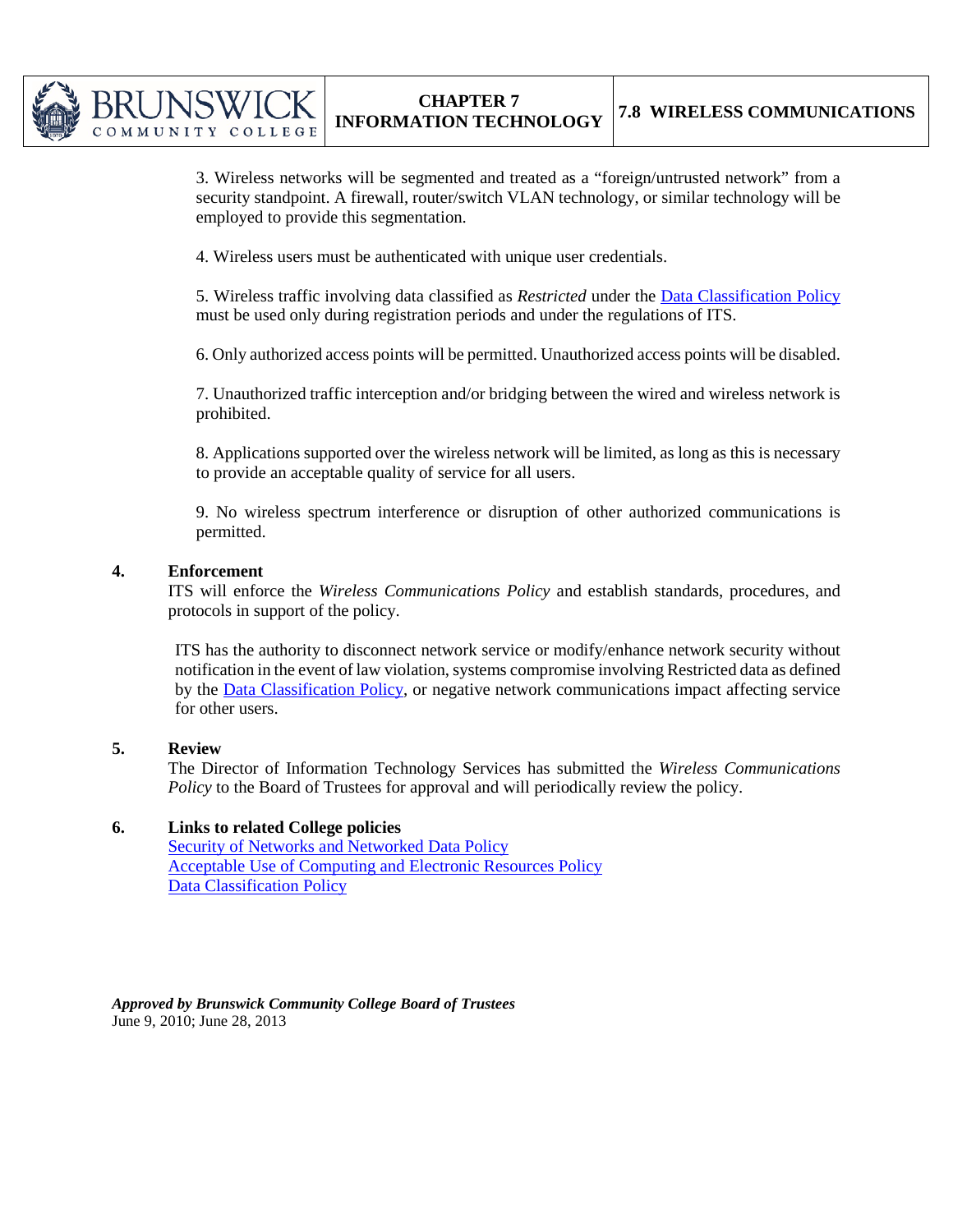3. Wireless networks will be segmented and treated as a "foreign/untrusted network" from a security standpoint. A firewall, router/switch VLAN technology, or similar technology will be employed to provide this segmentation.

4. Wireless users must be authenticated with unique user credentials.

5. Wireless traffic involving data classified as *Restricted* under the Data Classification Policy must be used only during registration periods and under the regulations of ITS.

6. Only authorized access points will be permitted. Unauthorized access points will be disabled.

7. Unauthorized traffic interception and/or bridging between the wired and wireless network is prohibited.

8. Applications supported over the wireless network will be limited, as long as this is necessary to provide an acceptable quality of service for all users.

9. No wireless spectrum interference or disruption of other authorized communications is permitted.

## 4. Enforcement

ITS will enforce the *Wireless Communications Policy* and establish standards, procedures, and protocols in support of the policy.

ITS has the authority to disconnect network service or modify/enhance network security without notification in the event of law violation, systems compromise involving Restricted data as defined by the Data Classification Policy, or negative network communications impact affecting service for other users.

## 5. Review

The Director of Information Technology Services has submitted the *Wireless Communications Policy* to the Board of Trustees for approval and will periodically review the policy.

## 6. Links to related College policies

Security of Networks and Networked Data Policy
Acceptable Use of Computing and Electronic Resources Policy
Data Classification Policy

***Approved by Brunswick Community College Board of Trustees***
June 9, 2010; June 28, 2013